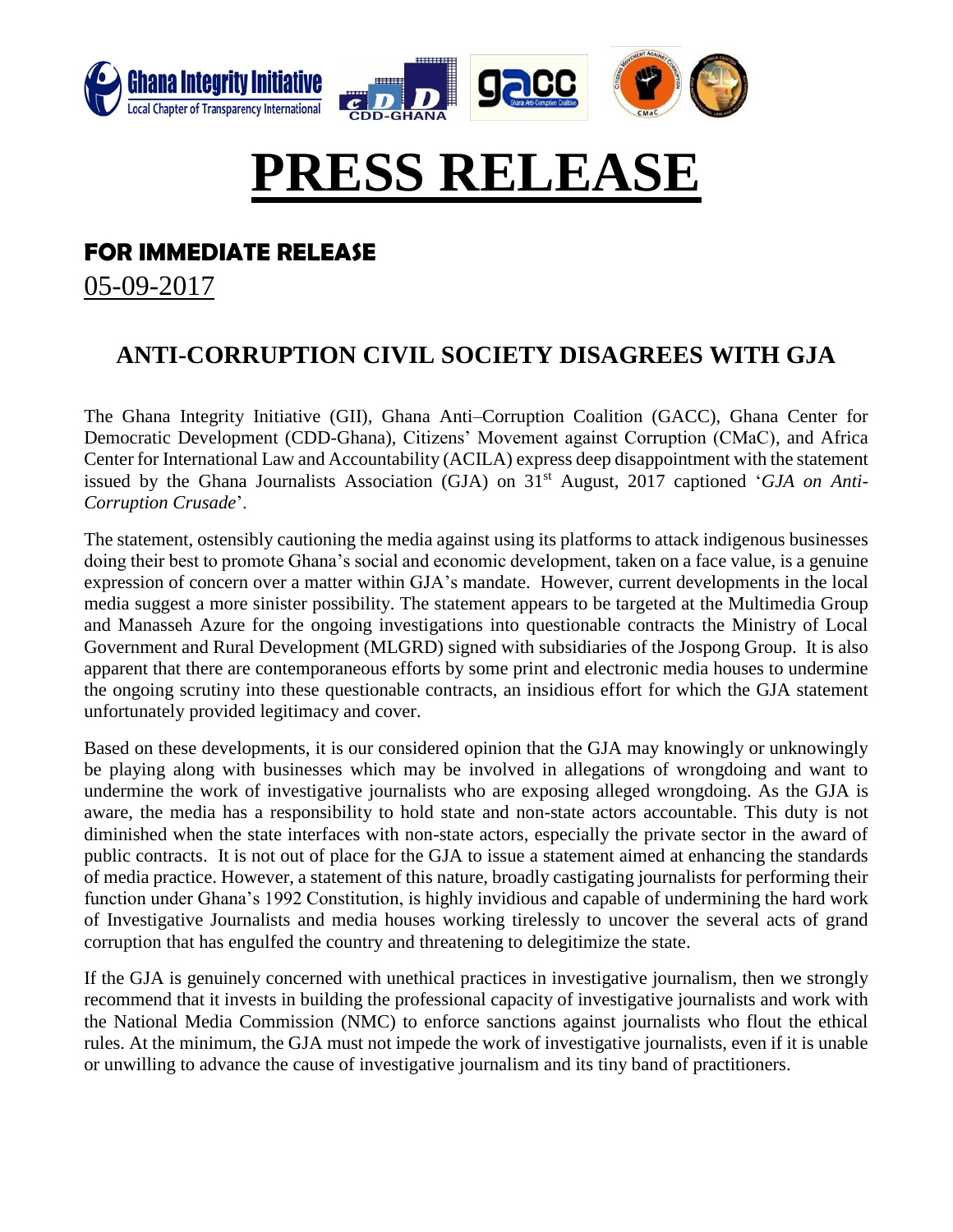# PRESS RELEASE

**FOR IMMEDIATE RELEASE**

05-09-2017

## ANTI-CORRUPTION CIVIL SOCIETY DISAGREES WITH GJA

The Ghana Integrity Initiative (GII), Ghana Anti–Corruption Coalition (GACC), Ghana Center for Democratic Development (CDD-Ghana), Citizens' Movement against Corruption (CMaC), and Africa Center for International Law and Accountability (ACILA) express deep disappointment with the statement issued by the Ghana Journalists Association (GJA) on 31st August, 2017 captioned '*GJA on Anti-Corruption Crusade*'.

The statement, ostensibly cautioning the media against using its platforms to attack indigenous businesses doing their best to promote Ghana's social and economic development, taken on a face value, is a genuine expression of concern over a matter within GJA's mandate. However, current developments in the local media suggest a more sinister possibility. The statement appears to be targeted at the Multimedia Group and Manasseh Azure for the ongoing investigations into questionable contracts the Ministry of Local Government and Rural Development (MLGRD) signed with subsidiaries of the Jospong Group. It is also apparent that there are contemporaneous efforts by some print and electronic media houses to undermine the ongoing scrutiny into these questionable contracts, an insidious effort for which the GJA statement unfortunately provided legitimacy and cover.

Based on these developments, it is our considered opinion that the GJA may knowingly or unknowingly be playing along with businesses which may be involved in allegations of wrongdoing and want to undermine the work of investigative journalists who are exposing alleged wrongdoing. As the GJA is aware, the media has a responsibility to hold state and non-state actors accountable. This duty is not diminished when the state interfaces with non-state actors, especially the private sector in the award of public contracts. It is not out of place for the GJA to issue a statement aimed at enhancing the standards of media practice. However, a statement of this nature, broadly castigating journalists for performing their function under Ghana's 1992 Constitution, is highly invidious and capable of undermining the hard work of Investigative Journalists and media houses working tirelessly to uncover the several acts of grand corruption that has engulfed the country and threatening to delegitimize the state.

If the GJA is genuinely concerned with unethical practices in investigative journalism, then we strongly recommend that it invests in building the professional capacity of investigative journalists and work with the National Media Commission (NMC) to enforce sanctions against journalists who flout the ethical rules. At the minimum, the GJA must not impede the work of investigative journalists, even if it is unable or unwilling to advance the cause of investigative journalism and its tiny band of practitioners.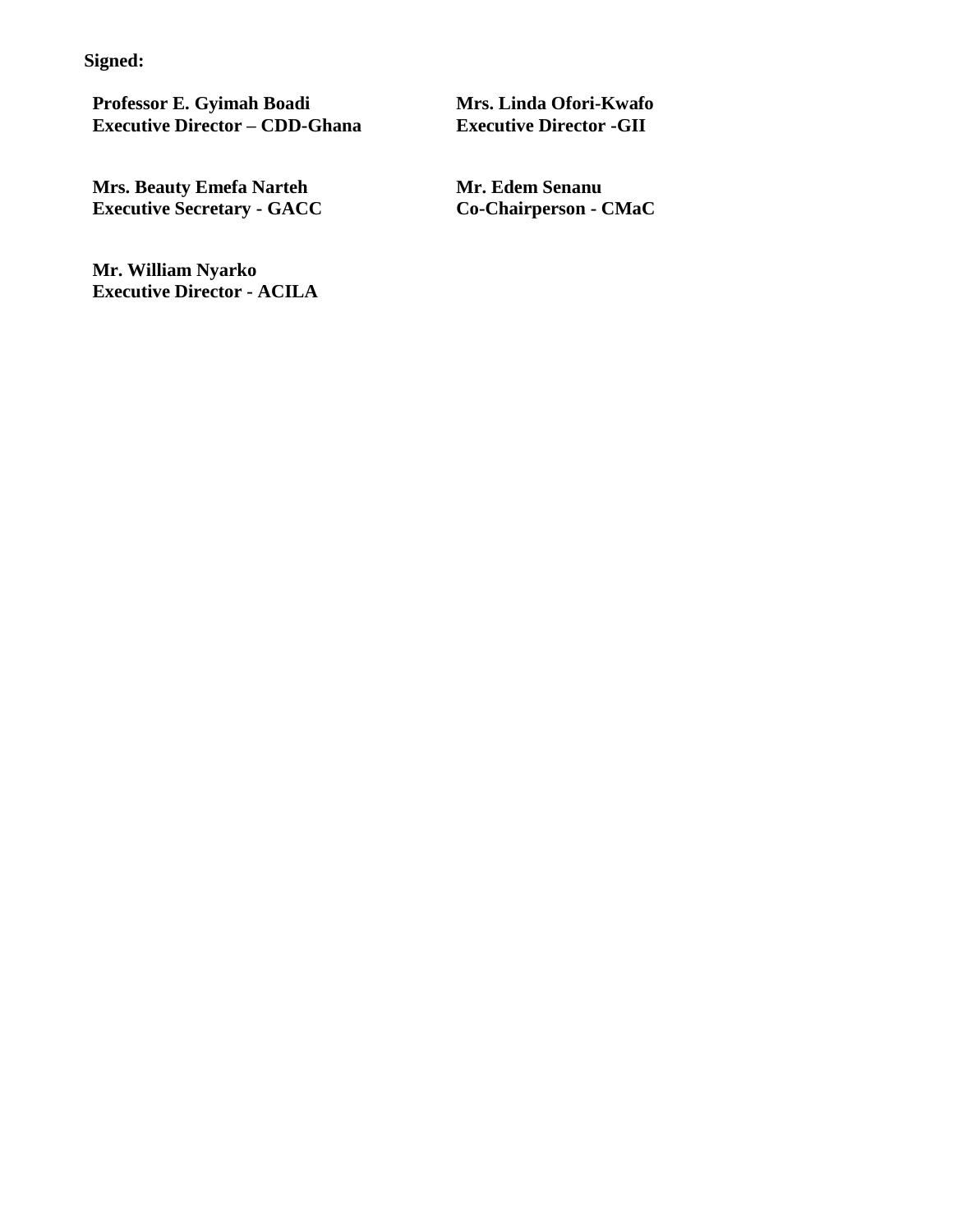**Signed:**

**Professor E. Gyimah Boadi**
**Executive Director – CDD-Ghana**

**Mrs. Linda Ofori-Kwafo**
**Executive Director -GII**

**Mrs. Beauty Emefa Narteh**
**Executive Secretary - GACC**

**Mr. Edem Senanu**
**Co-Chairperson - CMaC**

**Mr. William Nyarko**
**Executive Director - ACILA**